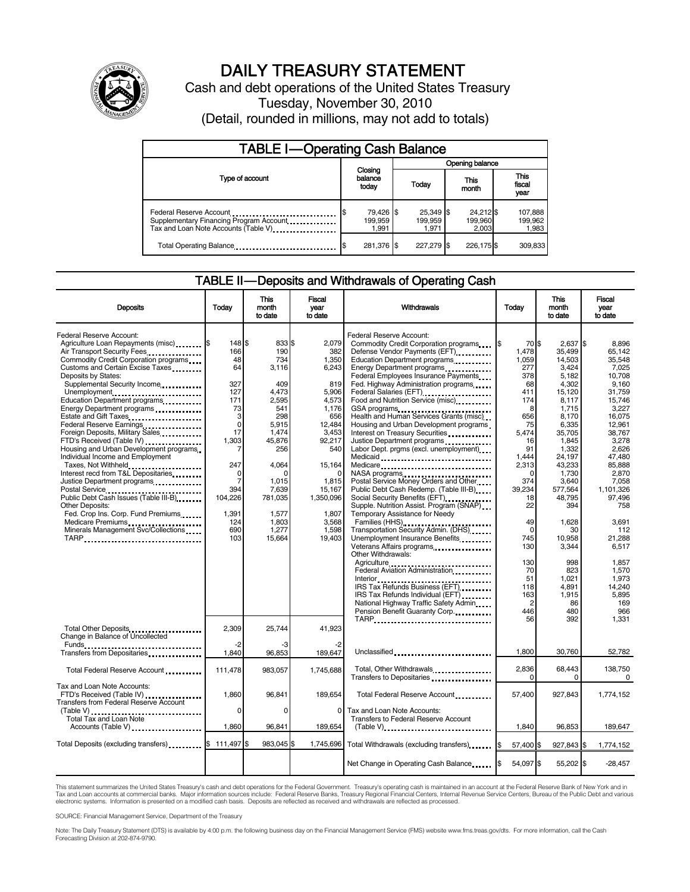# DAILY TREASURY STATEMENT

Cash and debt operations of the United States Treasury

Tuesday, November 30, 2010

(Detail, rounded in millions, may not add to totals)

## TABLE I—Operating Cash Balance

| Type of account | Closing balance today | Opening balance Today | This month | This fiscal year |
|---|---|---|---|---|
| Federal Reserve Account | $ 79,426 | $ 25,349 | $ 24,212 | $ 107,888 |
| Supplementary Financing Program Account | 199,959 | 199,959 | 199,960 | 199,962 |
| Tax and Loan Note Accounts (Table V) | 1,991 | 1,971 | 2,003 | 1,983 |
| Total Operating Balance | $ 281,376 | $ 227,279 | $ 226,175 | $ 309,833 |

## TABLE II—Deposits and Withdrawals of Operating Cash

| Deposits | Today | This month to date | Fiscal year to date |
|---|---|---|---|
| Federal Reserve Account: | | | |
| Agriculture Loan Repayments (misc) | $ 148 | $ 833 | $ 2,079 |
| Air Transport Security Fees | 166 | 190 | 382 |
| Commodity Credit Corporation programs | 48 | 734 | 1,350 |
| Customs and Certain Excise Taxes | 64 | 3,116 | 6,243 |
| Deposits by States: | | | |
| Supplemental Security Income | 327 | 409 | 819 |
| Unemployment | 127 | 4,473 | 5,906 |
| Education Department programs | 171 | 2,595 | 4,573 |
| Energy Department programs | 73 | 541 | 1,176 |
| Estate and Gift Taxes | 3 | 298 | 656 |
| Federal Reserve Earnings | 0 | 5,915 | 12,484 |
| Foreign Deposits, Military Sales | 17 | 1,474 | 3,453 |
| FTD's Received (Table IV) | 1,303 | 45,876 | 92,217 |
| Housing and Urban Development programs | 7 | 256 | 540 |
| Individual Income and Employment Taxes, Not Withheld | 247 | 4,064 | 15,164 |
| Interest recd from T&L Depositaries | 0 | 0 | 0 |
| Justice Department programs | 7 | 1,015 | 1,815 |
| Postal Service | 394 | 7,639 | 15,167 |
| Public Debt Cash Issues (Table III-B) | 104,226 | 781,035 | 1,350,096 |
| Other Deposits: | | | |
| Fed. Crop Ins. Corp. Fund Premiums | 1,391 | 1,577 | 1,807 |
| Medicare Premiums | 124 | 1,803 | 3,568 |
| Minerals Management Svc/Collections | 690 | 1,277 | 1,598 |
| TARP | 103 | 15,664 | 19,403 |
| Total Other Deposits | 2,309 | 25,744 | 41,923 |
| Change in Balance of Uncollected Funds | -2 | -3 | -2 |
| Transfers from Depositaries | 1,840 | 96,853 | 189,647 |
| Total Federal Reserve Account | 111,478 | 983,057 | 1,745,688 |
| Tax and Loan Note Accounts: | | | |
| FTD's Received (Table IV) | 1,860 | 96,841 | 189,654 |
| Transfers from Federal Reserve Account (Table V) | 0 | 0 | 0 |
| Total Tax and Loan Note Accounts (Table V) | 1,860 | 96,841 | 189,654 |
| Total Deposits (excluding transfers) | $ 111,497 | $ 983,045 | $ 1,745,696 |

| Withdrawals | Today | This month to date | Fiscal year to date |
|---|---|---|---|
| Federal Reserve Account: | | | |
| Commodity Credit Corporation programs | $ 70 | $ 2,637 | $ 8,896 |
| Defense Vendor Payments (EFT) | 1,478 | 35,499 | 65,142 |
| Education Department programs | 1,059 | 14,503 | 35,548 |
| Energy Department programs | 277 | 3,424 | 7,025 |
| Federal Employees Insurance Payments | 378 | 5,182 | 10,708 |
| Fed. Highway Administration programs | 68 | 4,302 | 9,160 |
| Federal Salaries (EFT) | 411 | 15,120 | 31,759 |
| Food and Nutrition Service (misc) | 174 | 8,117 | 15,746 |
| GSA programs | 8 | 1,715 | 3,227 |
| Health and Human Services Grants (misc) | 656 | 8,170 | 16,075 |
| Housing and Urban Development programs | 75 | 6,335 | 12,961 |
| Interest on Treasury Securities | 5,474 | 35,705 | 38,767 |
| Justice Department programs | 16 | 1,845 | 3,278 |
| Labor Dept. prgms (excl. unemployment) | 91 | 1,332 | 2,626 |
| Medicaid | 1,444 | 24,197 | 47,480 |
| Medicare | 2,313 | 43,233 | 85,888 |
| NASA programs | 0 | 1,730 | 2,870 |
| Postal Service Money Orders and Other | 374 | 3,640 | 7,058 |
| Public Debt Cash Redemp. (Table III-B) | 39,234 | 577,564 | 1,101,326 |
| Social Security Benefits (EFT) | 18 | 48,795 | 97,496 |
| Supple. Nutrition Assist. Program (SNAP) | 22 | 394 | 758 |
| Temporary Assistance for Needy Families (HHS) | 49 | 1,628 | 3,691 |
| Transportation Security Admin. (DHS) | 0 | 30 | 112 |
| Unemployment Insurance Benefits | 745 | 10,958 | 21,288 |
| Veterans Affairs programs | 130 | 3,344 | 6,517 |
| Other Withdrawals: | | | |
| Agriculture | 130 | 998 | 1,857 |
| Federal Aviation Administration | 70 | 823 | 1,570 |
| Interior | 51 | 1,021 | 1,973 |
| IRS Tax Refunds Business (EFT) | 118 | 4,891 | 14,240 |
| IRS Tax Refunds Individual (EFT) | 163 | 1,915 | 5,895 |
| National Highway Traffic Safety Admin | 2 | 86 | 169 |
| Pension Benefit Guaranty Corp. | 446 | 480 | 966 |
| TARP | 56 | 392 | 1,331 |
| Unclassified | 1,800 | 30,760 | 52,782 |
| Total, Other Withdrawals | 2,836 | 68,443 | 138,750 |
| Transfers to Depositaries | 0 | 0 | 0 |
| Total Federal Reserve Account | 57,400 | 927,843 | 1,774,152 |
| Tax and Loan Note Accounts: | | | |
| Transfers to Federal Reserve Account (Table V) | 1,840 | 96,853 | 189,647 |
| Total Withdrawals (excluding transfers) | $ 57,400 | $ 927,843 | $ 1,774,152 |
| Net Change in Operating Cash Balance | $ 54,097 | $ 55,202 | $ -28,457 |

This statement summarizes the United States Treasury's cash and debt operations for the Federal Government. Treasury's operating cash is maintained in an account at the Federal Reserve Bank of New York and in Tax and Loan accounts at commercial banks. Major information sources include: Federal Reserve Banks, Treasury Regional Financial Centers, Internal Revenue Service Centers, Bureau of the Public Debt and various electronic systems. Information is presented on a modified cash basis. Deposits are reflected as received and withdrawals are reflected as processed.

SOURCE: Financial Management Service, Department of the Treasury

Note: The Daily Treasury Statement (DTS) is available by 4:00 p.m. the following business day on the Financial Management Service (FMS) website www.fms.treas.gov/dts. For more information, call the Cash Forecasting Division at 202-874-9790.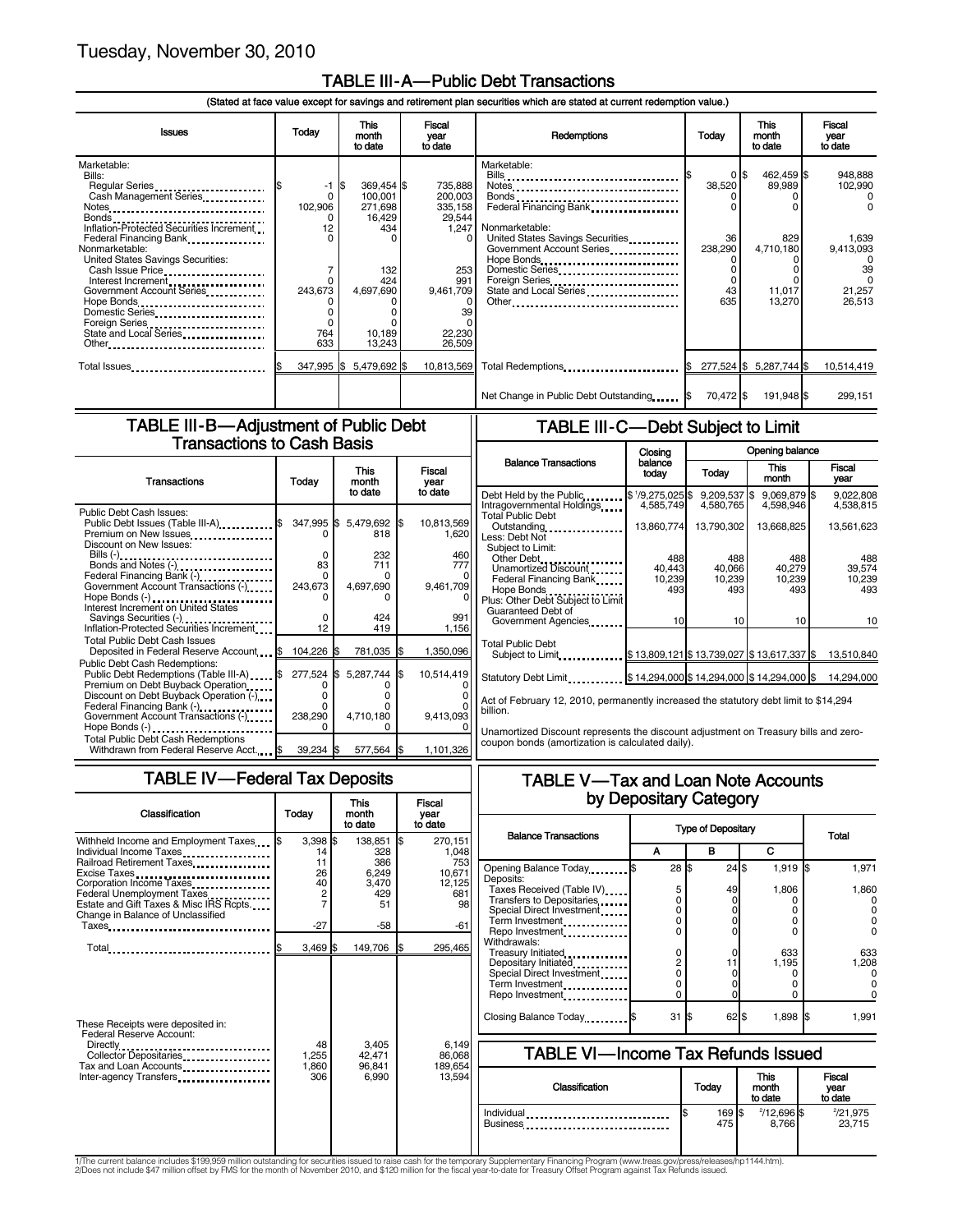Tuesday, November 30, 2010

## TABLE III-A—Public Debt Transactions

(Stated at face value except for savings and retirement plan securities which are stated at current redemption value.)

| Issues | Today | This month to date | Fiscal year to date |
|---|---|---|---|
| Marketable: | | | |
| Bills: | | | |
| Regular Series | $ -1 | $ 369,454 | $ 735,888 |
| Cash Management Series | 0 | 100,001 | 200,003 |
| Notes | 102,906 | 271,698 | 335,158 |
| Bonds | 0 | 16,429 | 29,544 |
| Inflation-Protected Securities Increment | 12 | 434 | 1,247 |
| Federal Financing Bank | 0 | 0 | 0 |
| Nonmarketable: | | | |
| United States Savings Securities: | | | |
| Cash Issue Price | 7 | 132 | 253 |
| Interest Increment | 0 | 424 | 991 |
| Government Account Series | 243,673 | 4,697,690 | 9,461,709 |
| Hope Bonds | 0 | 0 | 0 |
| Domestic Series | 0 | 0 | 39 |
| Foreign Series | 0 | 0 | 0 |
| State and Local Series | 764 | 10,189 | 22,230 |
| Other | 633 | 13,243 | 26,509 |
| Total Issues | $ 347,995 | $ 5,479,692 | $ 10,813,569 |

| Redemptions | Today | This month to date | Fiscal year to date |
|---|---|---|---|
| Marketable: | | | |
| Bills | $ 0 | $ 462,459 | $ 948,888 |
| Notes | 38,520 | 89,989 | 102,990 |
| Bonds | 0 | 0 | 0 |
| Federal Financing Bank | 0 | 0 | 0 |
| Nonmarketable: | | | |
| United States Savings Securities | 36 | 829 | 1,639 |
| Government Account Series | 238,290 | 4,710,180 | 9,413,093 |
| Hope Bonds | 0 | 0 | 0 |
| Domestic Series | 0 | 0 | 39 |
| Foreign Series | 0 | 0 | 0 |
| State and Local Series | 43 | 11,017 | 21,257 |
| Other | 635 | 13,270 | 26,513 |
| Total Redemptions | $ 277,524 | $ 5,287,744 | $ 10,514,419 |
| Net Change in Public Debt Outstanding | $ 70,472 | $ 191,948 | $ 299,151 |

## TABLE III-B—Adjustment of Public Debt Transactions to Cash Basis

| Transactions | Today | This month to date | Fiscal year to date |
|---|---|---|---|
| Public Debt Cash Issues: | | | |
| Public Debt Issues (Table III-A) | $ 347,995 | $ 5,479,692 | $ 10,813,569 |
| Premium on New Issues | 0 | 818 | 1,620 |
| Discount on New Issues: | | | |
| Bills (-) | 0 | 232 | 460 |
| Bonds and Notes (-) | 83 | 711 | 777 |
| Federal Financing Bank (-) | 0 | 0 | 0 |
| Government Account Transactions (-) | 243,673 | 4,697,690 | 9,461,709 |
| Hope Bonds (-) | 0 | 0 | 0 |
| Interest Increment on United States Savings Securities (-) | 0 | 424 | 991 |
| Inflation-Protected Securities Increment | 12 | 419 | 1,156 |
| Total Public Debt Cash Issues Deposited in Federal Reserve Account | $ 104,226 | $ 781,035 | $ 1,350,096 |
| Public Debt Cash Redemptions: | | | |
| Public Debt Redemptions (Table III-A) | $ 277,524 | $ 5,287,744 | $ 10,514,419 |
| Premium on Debt Buyback Operation | 0 | 0 | 0 |
| Discount on Debt Buyback Operation (-) | 0 | 0 | 0 |
| Federal Financing Bank (-) | 0 | 0 | 0 |
| Government Account Transactions (-) | 238,290 | 4,710,180 | 9,413,093 |
| Hope Bonds (-) | 0 | 0 | 0 |
| Total Public Debt Cash Redemptions Withdrawn from Federal Reserve Acct. | $ 39,234 | $ 577,564 | $ 1,101,326 |

## TABLE III-C—Debt Subject to Limit

| Balance Transactions | Closing balance today | Opening balance Today | Opening balance This month | Opening balance Fiscal year |
|---|---|---|---|---|
| Debt Held by the Public | $ [1]9,275,025 | $ 9,209,537 | $ 9,069,879 | $ 9,022,808 |
| Intragovernmental Holdings | 4,585,749 | 4,580,765 | 4,598,946 | 4,538,815 |
| Total Public Debt Outstanding | 13,860,774 | 13,790,302 | 13,668,825 | 13,561,623 |
| Less: Debt Not Subject to Limit: | | | | |
| Other Debt | 488 | 488 | 488 | 488 |
| Unamortized Discount | 40,443 | 40,066 | 40,279 | 39,574 |
| Federal Financing Bank | 10,239 | 10,239 | 10,239 | 10,239 |
| Hope Bonds | 493 | 493 | 493 | 493 |
| Plus: Other Debt Subject to Limit | | | | |
| Guaranteed Debt of Government Agencies | 10 | 10 | 10 | 10 |
| Total Public Debt Subject to Limit | $ 13,809,121 | $ 13,739,027 | $ 13,617,337 | $ 13,510,840 |
| Statutory Debt Limit | $ 14,294,000 | $ 14,294,000 | $ 14,294,000 | $ 14,294,000 |

Act of February 12, 2010, permanently increased the statutory debt limit to $14,294 billion.

Unamortized Discount represents the discount adjustment on Treasury bills and zero-coupon bonds (amortization is calculated daily).

## TABLE IV—Federal Tax Deposits

| Classification | Today | This month to date | Fiscal year to date |
|---|---|---|---|
| Withheld Income and Employment Taxes | $ 3,398 | $ 138,851 | $ 270,151 |
| Individual Income Taxes | 14 | 328 | 1,048 |
| Railroad Retirement Taxes | 11 | 386 | 753 |
| Excise Taxes | 26 | 6,249 | 10,671 |
| Corporation Income Taxes | 40 | 3,470 | 12,125 |
| Federal Unemployment Taxes | 2 | 429 | 681 |
| Estate and Gift Taxes & Misc IRS Rcpts. | 7 | 51 | 98 |
| Change in Balance of Unclassified Taxes | -27 | -58 | -61 |
| Total | $ 3,469 | $ 149,706 | $ 295,465 |
| These Receipts were deposited in: | | | |
| Federal Reserve Account: | | | |
| Directly | 48 | 3,405 | 6,149 |
| Collector Depositaries | 1,255 | 42,471 | 86,068 |
| Tax and Loan Accounts | 1,860 | 96,841 | 189,654 |
| Inter-agency Transfers | 306 | 6,990 | 13,594 |

## TABLE V—Tax and Loan Note Accounts by Depositary Category

| Balance Transactions | Type of Depositary A | Type of Depositary B | Type of Depositary C | Total |
|---|---|---|---|---|
| Opening Balance Today | $ 28 | $ 24 | $ 1,919 | $ 1,971 |
| Deposits: | | | | |
| Taxes Received (Table IV) | 5 | 49 | 1,806 | 1,860 |
| Transfers to Depositaries | 0 | 0 | 0 | 0 |
| Special Direct Investment | 0 | 0 | 0 | 0 |
| Term Investment | 0 | 0 | 0 | 0 |
| Repo Investment | 0 | 0 | 0 | 0 |
| Withdrawals: | | | | |
| Treasury Initiated | 0 | 0 | 633 | 633 |
| Depositary Initiated | 2 | 11 | 1,195 | 1,208 |
| Special Direct Investment | 0 | 0 | 0 | 0 |
| Term Investment | 0 | 0 | 0 | 0 |
| Repo Investment | 0 | 0 | 0 | 0 |
| Closing Balance Today | $ 31 | $ 62 | $ 1,898 | $ 1,991 |

## TABLE VI—Income Tax Refunds Issued

| Classification | Today | This month to date | Fiscal year to date |
|---|---|---|---|
| Individual | $ 169 | $ [2]12,696 | $ [2]21,975 |
| Business | 475 | 8,766 | 23,715 |

1/The current balance includes $199,959 million outstanding for securities issued to raise cash for the temporary Supplementary Financing Program (www.treas.gov/press/releases/hp1144.htm).
2/Does not include $47 million offset by FMS for the month of November 2010, and $120 million for the fiscal year-to-date for Treasury Offset Program against Tax Refunds issued.